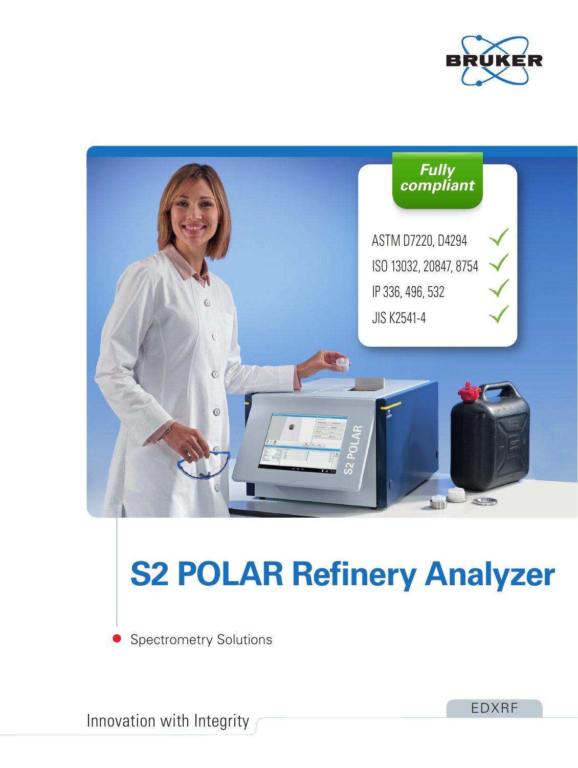BRUKER

**Fully compliant**

- ASTM D7220, D4294 ✓
- ISO 13032, 20847, 8754 ✓
- IP 336, 496, 532 ✓
- JIS K2541-4 ✓

# S2 POLAR Refinery Analyzer

- Spectrometry Solutions

Innovation with Integrity

EDXRF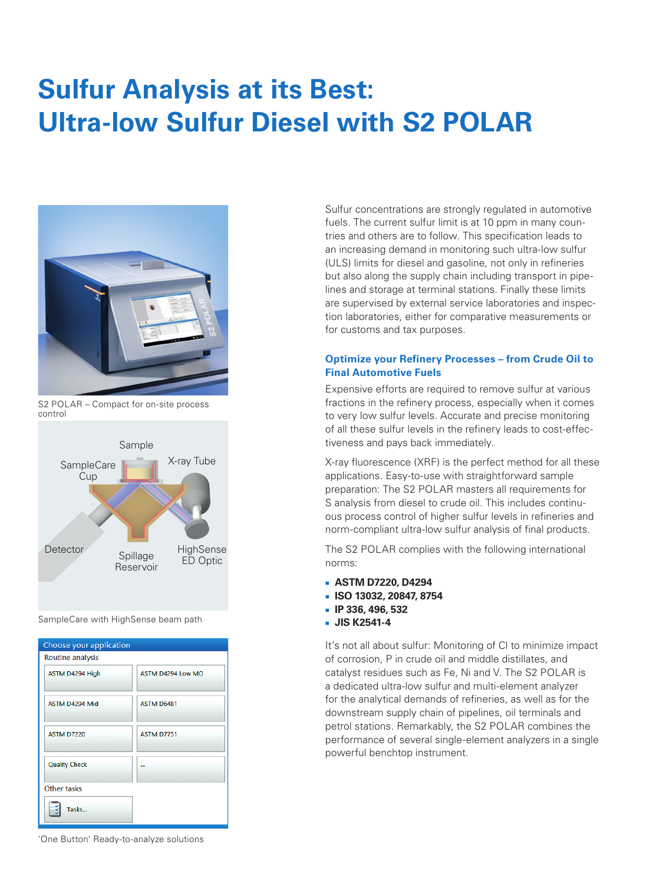# Sulfur Analysis at its Best: Ultra-low Sulfur Diesel with S2 POLAR

S2 POLAR – Compact for on-site process control

SampleCare with HighSense beam path

'One Button' Ready-to-analyze solutions

Sulfur concentrations are strongly regulated in automotive fuels. The current sulfur limit is at 10 ppm in many countries and others are to follow. This specification leads to an increasing demand in monitoring such ultra-low sulfur (ULS) limits for diesel and gasoline, not only in refineries but also along the supply chain including transport in pipelines and storage at terminal stations. Finally these limits are supervised by external service laboratories and inspection laboratories, either for comparative measurements or for customs and tax purposes.

### Optimize your Refinery Processes – from Crude Oil to Final Automotive Fuels

Expensive efforts are required to remove sulfur at various fractions in the refinery process, especially when it comes to very low sulfur levels. Accurate and precise monitoring of all these sulfur levels in the refinery leads to cost-effectiveness and pays back immediately.

X-ray fluorescence (XRF) is the perfect method for all these applications. Easy-to-use with straightforward sample preparation: The S2 POLAR masters all requirements for S analysis from diesel to crude oil. This includes continuous process control of higher sulfur levels in refineries and norm-compliant ultra-low sulfur analysis of final products.

The S2 POLAR complies with the following international norms:

- **ASTM D7220, D4294**
- **ISO 13032, 20847, 8754**
- **IP 336, 496, 532**
- **JIS K2541-4**

It's not all about sulfur: Monitoring of Cl to minimize impact of corrosion, P in crude oil and middle distillates, and catalyst residues such as Fe, Ni and V. The S2 POLAR is a dedicated ultra-low sulfur and multi-element analyzer for the analytical demands of refineries, as well as for the downstream supply chain of pipelines, oil terminals and petrol stations. Remarkably, the S2 POLAR combines the performance of several single-element analyzers in a single powerful benchtop instrument.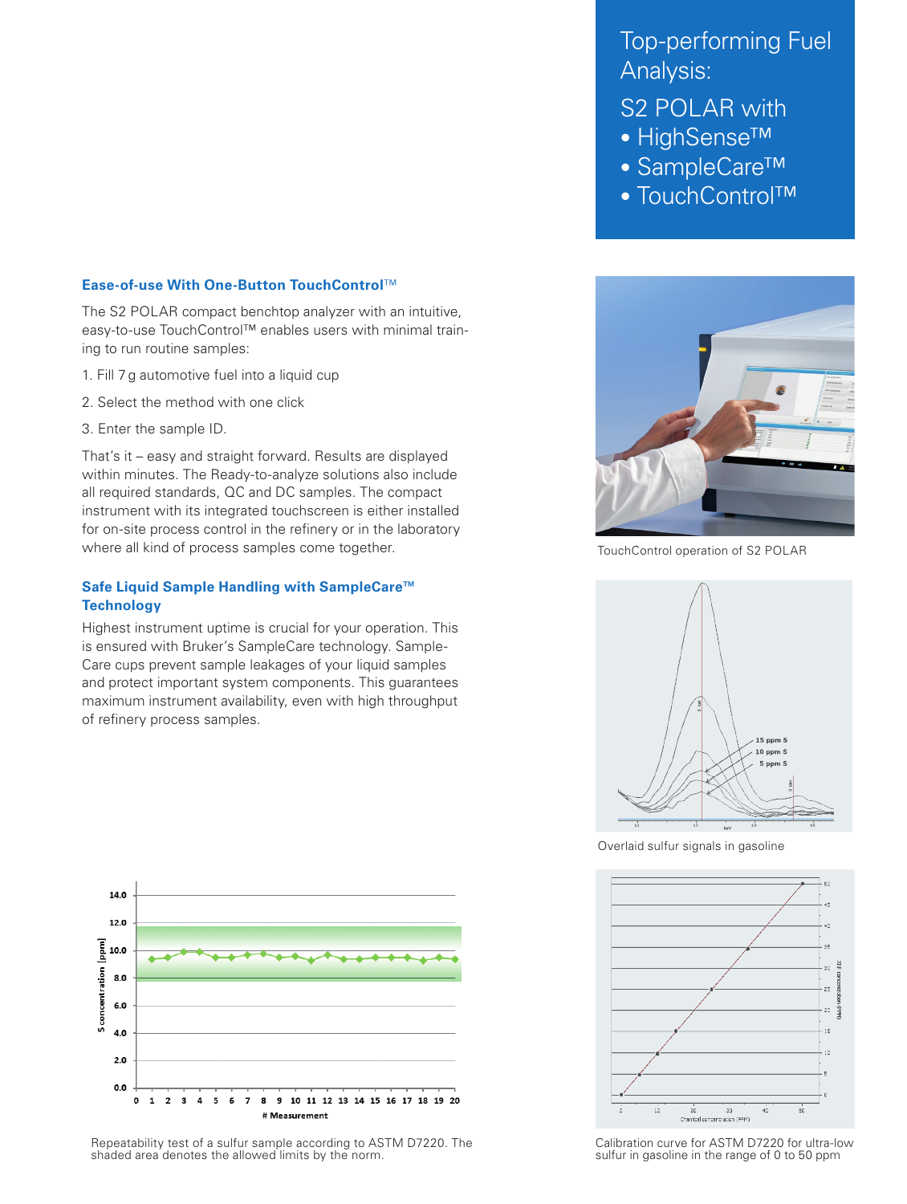# Top-performing Fuel Analysis:

## S2 POLAR with

- HighSense™
- SampleCare™
- TouchControl™

### Ease-of-use With One-Button TouchControl™

The S2 POLAR compact benchtop analyzer with an intuitive, easy-to-use TouchControl™ enables users with minimal training to run routine samples:

1. Fill 7 g automotive fuel into a liquid cup
2. Select the method with one click
3. Enter the sample ID.

That's it – easy and straight forward. Results are displayed within minutes. The Ready-to-analyze solutions also include all required standards, QC and DC samples. The compact instrument with its integrated touchscreen is either installed for on-site process control in the refinery or in the laboratory where all kind of process samples come together.

### Safe Liquid Sample Handling with SampleCare™ Technology

Highest instrument uptime is crucial for your operation. This is ensured with Bruker's SampleCare technology. SampleCare cups prevent sample leakages of your liquid samples and protect important system components. This guarantees maximum instrument availability, even with high throughput of refinery process samples.

TouchControl operation of S2 POLAR

Overlaid sulfur signals in gasoline

Repeatability test of a sulfur sample according to ASTM D7220. The shaded area denotes the allowed limits by the norm.

Calibration curve for ASTM D7220 for ultra-low sulfur in gasoline in the range of 0 to 50 ppm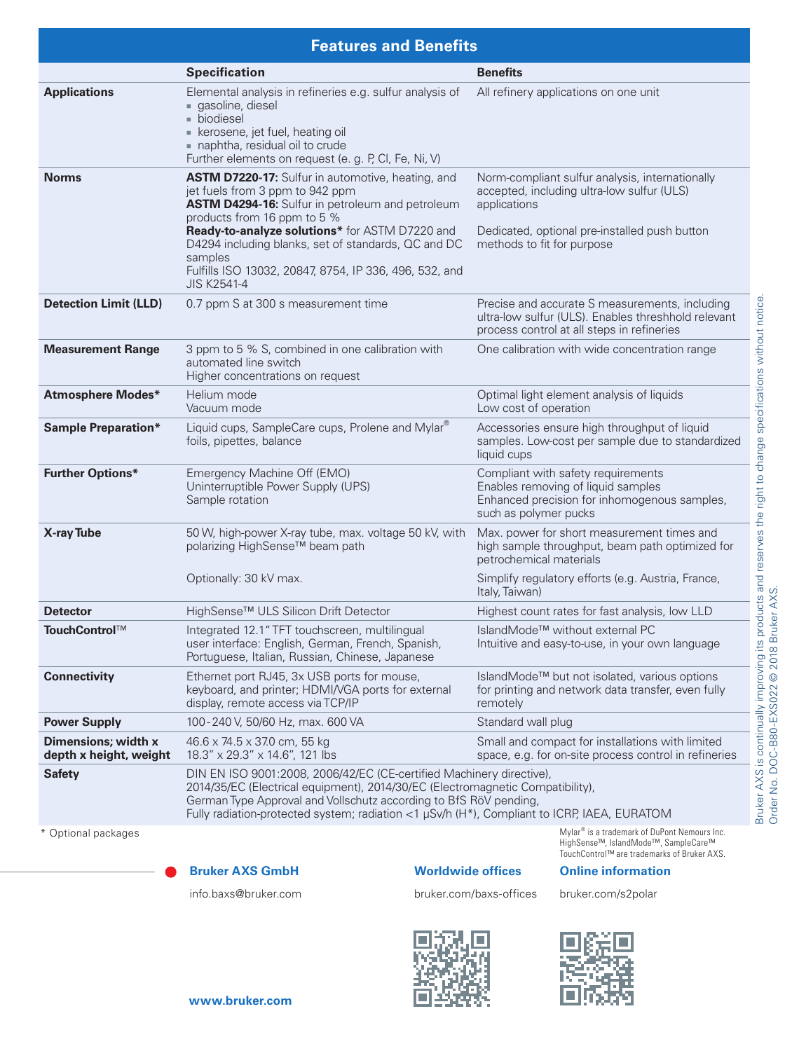## Features and Benefits

| | Specification | Benefits |
|---|---|---|
| **Applications** | Elemental analysis in refineries e.g. sulfur analysis of<br>▪ gasoline, diesel<br>▪ biodiesel<br>▪ kerosene, jet fuel, heating oil<br>▪ naphtha, residual oil to crude<br>Further elements on request (e. g. P, Cl, Fe, Ni, V) | All refinery applications on one unit |
| **Norms** | **ASTM D7220-17:** Sulfur in automotive, heating, and jet fuels from 3 ppm to 942 ppm<br>**ASTM D4294-16:** Sulfur in petroleum and petroleum products from 16 ppm to 5 %<br>**Ready-to-analyze solutions*** for ASTM D7220 and D4294 including blanks, set of standards, QC and DC samples<br>Fulfills ISO 13032, 20847, 8754, IP 336, 496, 532, and JIS K2541-4 | Norm-compliant sulfur analysis, internationally accepted, including ultra-low sulfur (ULS) applications<br><br>Dedicated, optional pre-installed push button methods to fit for purpose |
| **Detection Limit (LLD)** | 0.7 ppm S at 300 s measurement time | Precise and accurate S measurements, including ultra-low sulfur (ULS). Enables threshhold relevant process control at all steps in refineries |
| **Measurement Range** | 3 ppm to 5 % S, combined in one calibration with automated line switch<br>Higher concentrations on request | One calibration with wide concentration range |
| **Atmosphere Modes*** | Helium mode<br>Vacuum mode | Optimal light element analysis of liquids<br>Low cost of operation |
| **Sample Preparation*** | Liquid cups, SampleCare cups, Prolene and Mylar® foils, pipettes, balance | Accessories ensure high throughput of liquid samples. Low-cost per sample due to standardized liquid cups |
| **Further Options*** | Emergency Machine Off (EMO)<br>Uninterruptible Power Supply (UPS)<br>Sample rotation | Compliant with safety requirements<br>Enables removing of liquid samples<br>Enhanced precision for inhomogenous samples, such as polymer pucks |
| **X-ray Tube** | 50 W, high-power X-ray tube, max. voltage 50 kV, with polarizing HighSense™ beam path<br><br>Optionally: 30 kV max. | Max. power for short measurement times and high sample throughput, beam path optimized for petrochemical materials<br><br>Simplify regulatory efforts (e.g. Austria, France, Italy, Taiwan) |
| **Detector** | HighSense™ ULS Silicon Drift Detector | Highest count rates for fast analysis, low LLD |
| **TouchControl™** | Integrated 12.1" TFT touchscreen, multilingual user interface: English, German, French, Spanish, Portuguese, Italian, Russian, Chinese, Japanese | IslandMode™ without external PC<br>Intuitive and easy-to-use, in your own language |
| **Connectivity** | Ethernet port RJ45, 3x USB ports for mouse, keyboard, and printer; HDMI/VGA ports for external display, remote access via TCP/IP | IslandMode™ but not isolated, various options for printing and network data transfer, even fully remotely |
| **Power Supply** | 100 - 240 V, 50/60 Hz, max. 600 VA | Standard wall plug |
| **Dimensions; width x depth x height, weight** | 46.6 x 74.5 x 37.0 cm, 55 kg<br>18.3" x 29.3" x 14.6", 121 lbs | Small and compact for installations with limited space, e.g. for on-site process control in refineries |
| **Safety** | DIN EN ISO 9001:2008, 2006/42/EC (CE-certified Machinery directive), 2014/35/EC (Electrical equipment), 2014/30/EC (Electromagnetic Compatibility), German Type Approval and Vollschutz according to BfS RöV pending, Fully radiation-protected system; radiation <1 µSv/h (H*), Compliant to ICRP, IAEA, EURATOM | |

\* Optional packages

Mylar® is a trademark of DuPont Nemours Inc. HighSense™, IslandMode™, SampleCare™ TouchControl™ are trademarks of Bruker AXS.

Bruker AXS is continually improving its products and reserves the right to change specifications without notice. Order No. DOC-B80-EXS022 © 2018 Bruker AXS.

**Bruker AXS GmbH**

info.baxs@bruker.com

**Worldwide offices**

bruker.com/baxs-offices

**Online information**

bruker.com/s2polar

**www.bruker.com**